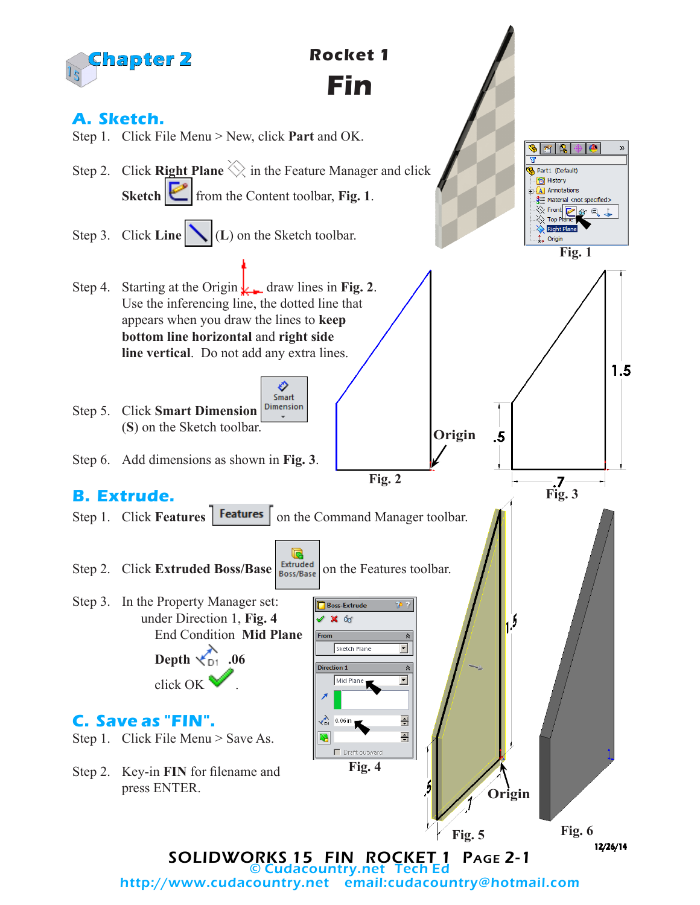# Chapter 2

## Rocket 1
# Fin

## A. Sketch.

Step 1. Click File Menu > New, click **Part** and OK.

Step 2. Click **Right Plane** in the Feature Manager and click **Sketch** from the Content toolbar, **Fig. 1**.

Step 3. Click **Line** (**L**) on the Sketch toolbar.

Step 4. Starting at the Origin draw lines in **Fig. 2**. Use the inferencing line, the dotted line that appears when you draw the lines to **keep bottom line horizontal** and **right side line vertical**. Do not add any extra lines.

Step 5. Click **Smart Dimension** (**S**) on the Sketch toolbar.

Step 6. Add dimensions as shown in **Fig. 3**.

Fig. 1

Fig. 2

Fig. 3

## B. Extrude.

Step 1. Click **Features** on the Command Manager toolbar.

Step 2. Click **Extruded Boss/Base** on the Features toolbar.

Step 3. In the Property Manager set:
- under Direction 1, **Fig. 4**
  - End Condition **Mid Plane**
  - **Depth** **.06**
  - click OK.

Fig. 4

## C. Save as "FIN".

Step 1. Click File Menu > Save As.

Step 2. Key-in **FIN** for filename and press ENTER.

Fig. 5

Fig. 6

12/26/14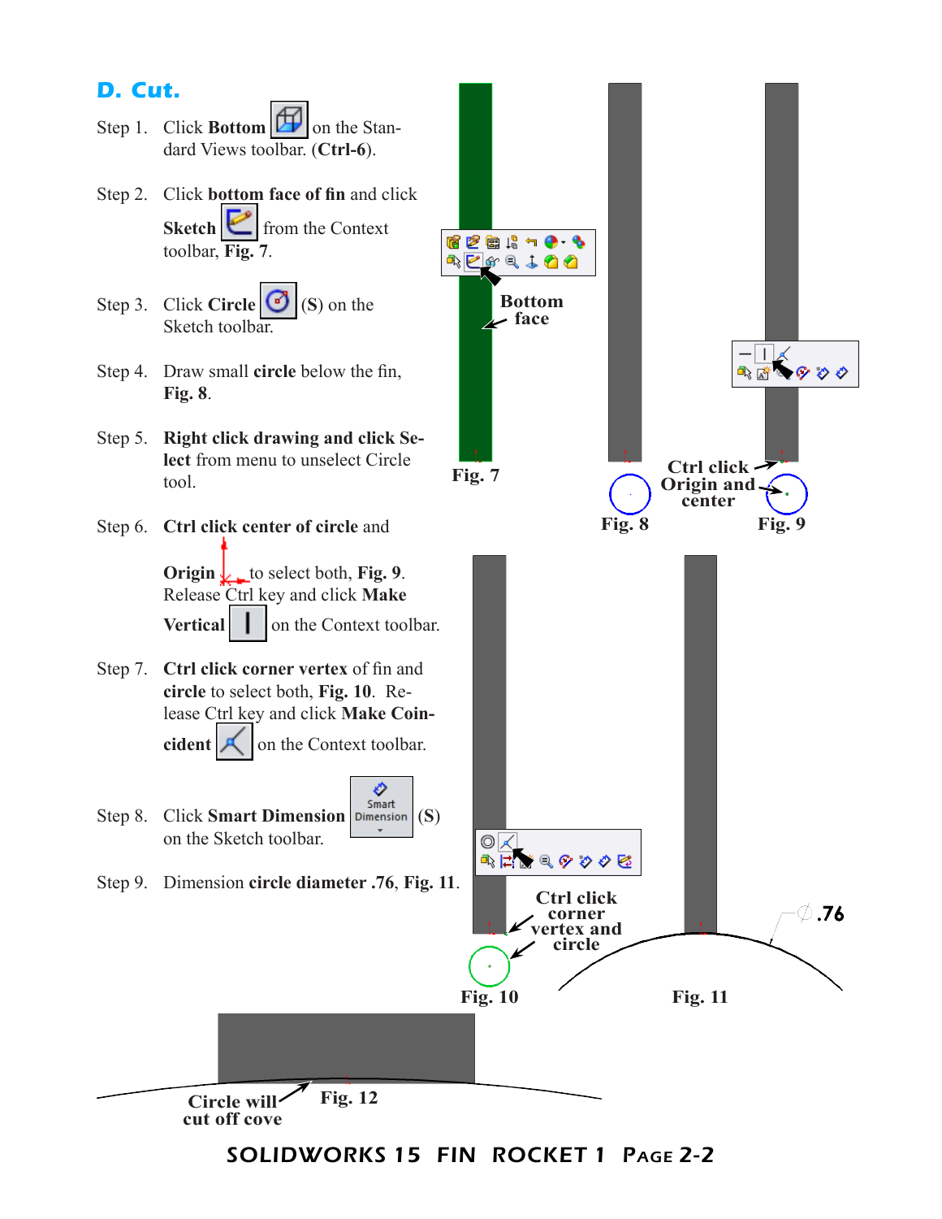## D. Cut.

Step 1. Click **Bottom** on the Standard Views toolbar. (**Ctrl-6**).

Step 2. Click **bottom face of fin** and click **Sketch** from the Context toolbar, **Fig. 7**.

Step 3. Click **Circle** (**S**) on the Sketch toolbar.

Step 4. Draw small **circle** below the fin, **Fig. 8**.

Step 5. **Right click drawing and click Select** from menu to unselect Circle tool.

Step 6. **Ctrl click center of circle** and **Origin** to select both, **Fig. 9**. Release Ctrl key and click **Make Vertical** on the Context toolbar.

Step 7. **Ctrl click corner vertex** of fin and **circle** to select both, **Fig. 10**. Release Ctrl key and click **Make Coincident** on the Context toolbar.

Step 8. Click **Smart Dimension** (**S**) on the Sketch toolbar.

Step 9. Dimension **circle diameter .76**, **Fig. 11**.

Bottom face

Fig. 7

Fig. 8

Ctrl click Origin and center

Fig. 9

Ctrl click corner vertex and circle

Fig. 10

∅ .76

Fig. 11

Circle will cut off cove

Fig. 12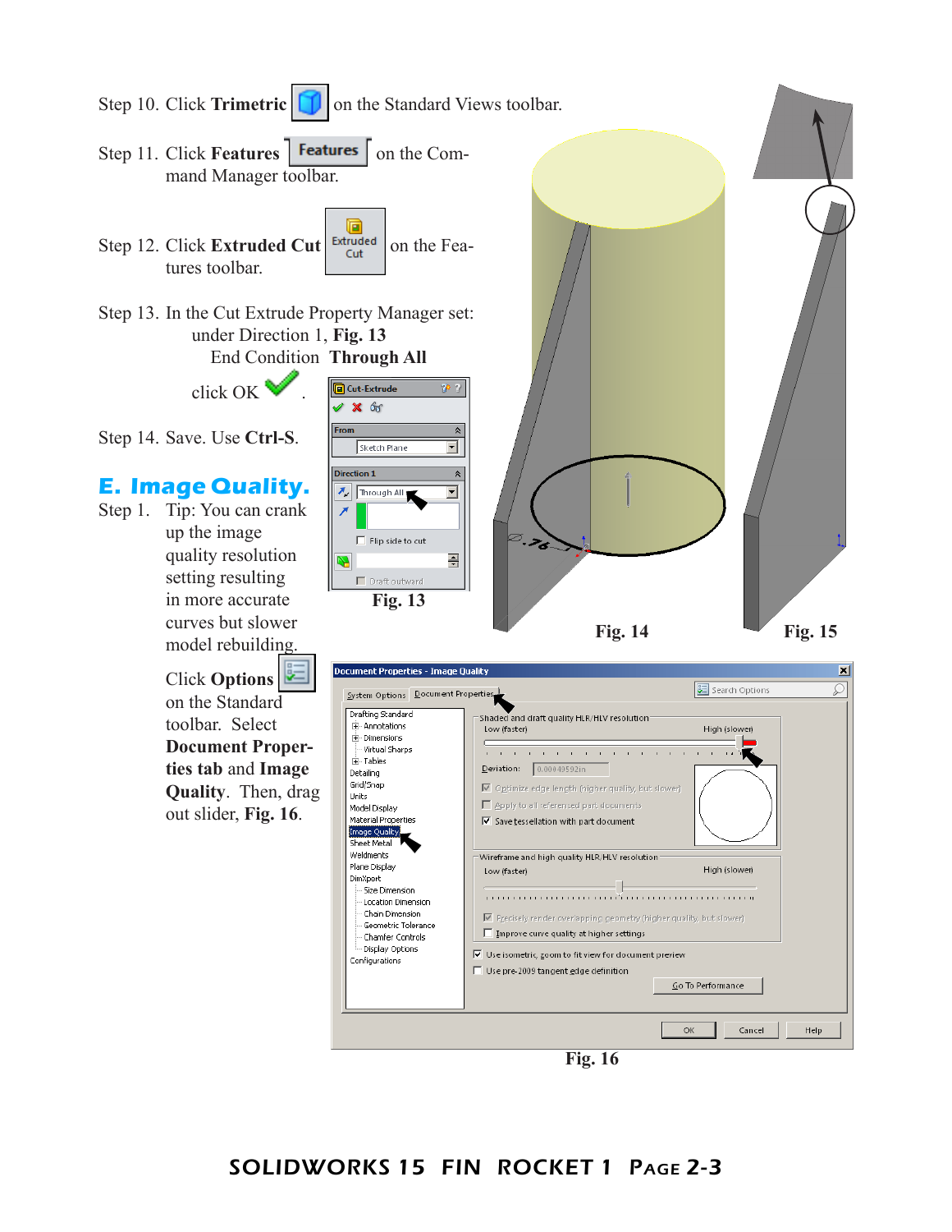Step 10. Click **Trimetric** on the Standard Views toolbar.

Step 11. Click **Features** on the Command Manager toolbar.

Step 12. Click **Extruded Cut** on the Features toolbar.

Step 13. In the Cut Extrude Property Manager set: under Direction 1, **Fig. 13**
End Condition **Through All**
click OK.

Step 14. Save. Use **Ctrl-S**.

Fig. 13

Fig. 14

Fig. 15

## E. Image Quality.

Step 1. Tip: You can crank up the image quality resolution setting resulting in more accurate curves but slower model rebuilding.

Click **Options** on the Standard toolbar. Select **Document Properties tab** and **Image Quality**. Then, drag out slider, **Fig. 16**.

Fig. 16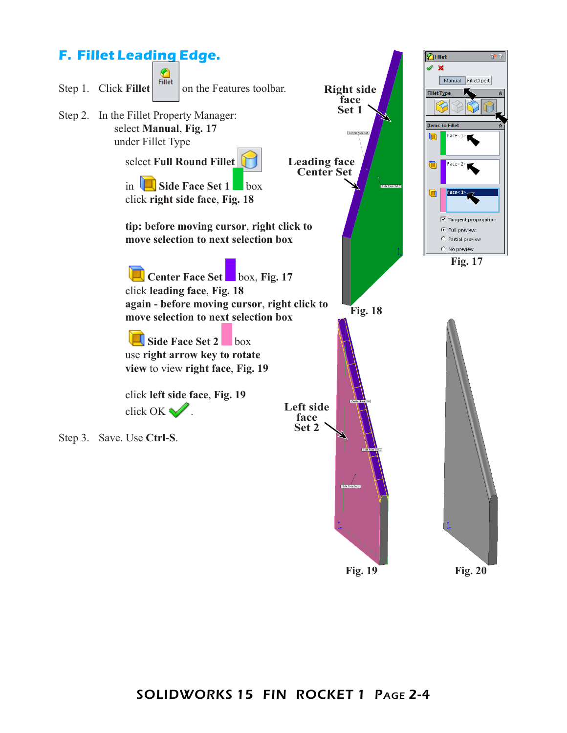## F. Fillet Leading Edge.

Step 1. Click **Fillet** [Fillet] on the Features toolbar.

Step 2. In the Fillet Property Manager:
select **Manual**, **Fig. 17**
under Fillet Type

select **Full Round Fillet**

in **Side Face Set 1** box
click **right side face**, **Fig. 18**

**tip: before moving cursor, right click to move selection to next selection box**

**Center Face Set** box, **Fig. 17**
click **leading face**, **Fig. 18**
**again - before moving cursor, right click to move selection to next selection box**

**Side Face Set 2** box
use **right arrow key to rotate view** to view **right face**, **Fig. 19**

click **left side face**, **Fig. 19**
click OK.

Step 3. Save. Use **Ctrl-S**.

**Right side face Set 1**

**Leading face Center Set**

**Fig. 18**

Fillet
Manual | FilletXpert
Fillet Type
Items To Fillet
Face<1>
Face<2>
Face<3>
Tangent propagation
Full preview
Partial preview
No preview

**Fig. 17**

**Left side face Set 2**

**Fig. 19**

**Fig. 20**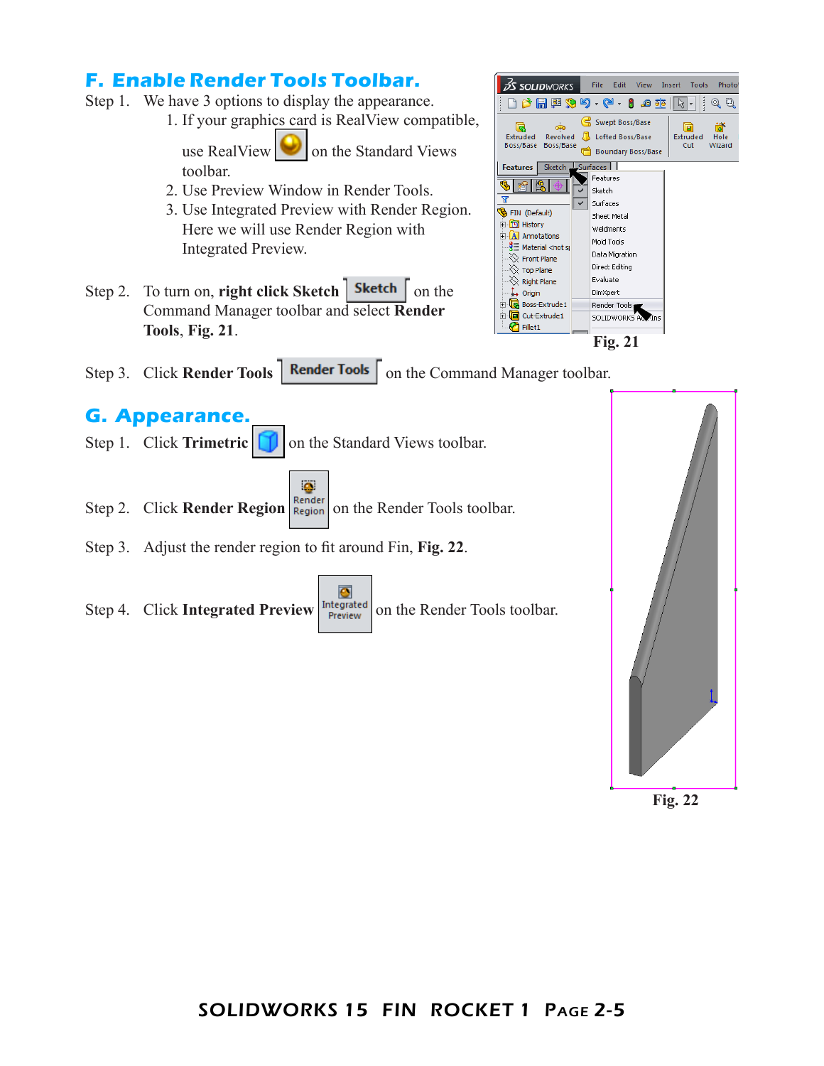## F. Enable Render Tools Toolbar.

Step 1. We have 3 options to display the appearance.

1. If your graphics card is RealView compatible, use RealView on the Standard Views toolbar.
2. Use Preview Window in Render Tools.
3. Use Integrated Preview with Render Region. Here we will use Render Region with Integrated Preview.

Step 2. To turn on, **right click Sketch** Sketch on the Command Manager toolbar and select **Render Tools**, **Fig. 21**.

Fig. 21

Step 3. Click **Render Tools** Render Tools on the Command Manager toolbar.

## G. Appearance.

Step 1. Click **Trimetric** on the Standard Views toolbar.

Step 2. Click **Render Region** Render Region on the Render Tools toolbar.

Step 3. Adjust the render region to fit around Fin, **Fig. 22**.

Step 4. Click **Integrated Preview** Integrated Preview on the Render Tools toolbar.

Fig. 22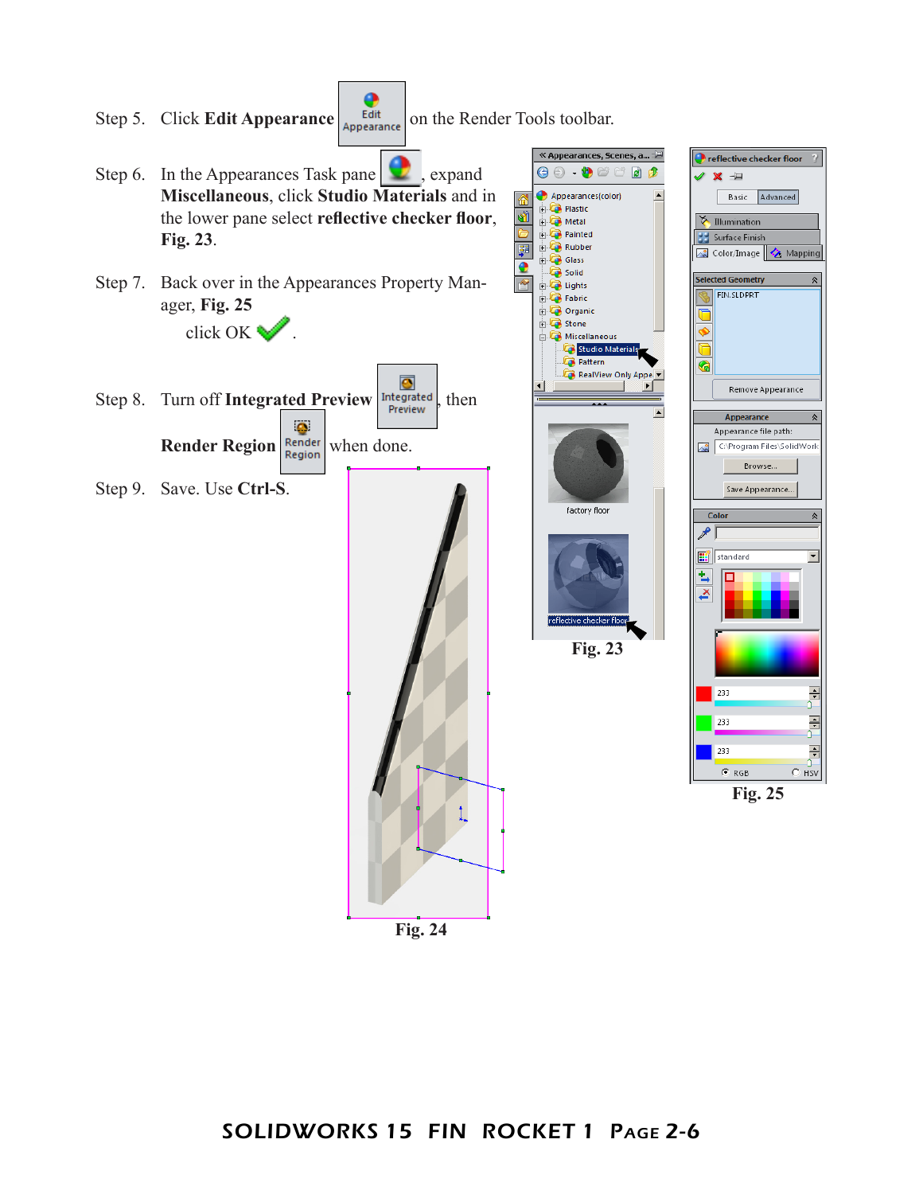Step 5. Click **Edit Appearance** on the Render Tools toolbar.

Step 6. In the Appearances Task pane , expand **Miscellaneous**, click **Studio Materials** and in the lower pane select **reflective checker floor**, **Fig. 23**.

Step 7. Back over in the Appearances Property Manager, **Fig. 25**

click OK.

Step 8. Turn off **Integrated Preview**, then **Render Region** when done.

Step 9. Save. Use **Ctrl-S**.

Fig. 23

Fig. 24

Fig. 25